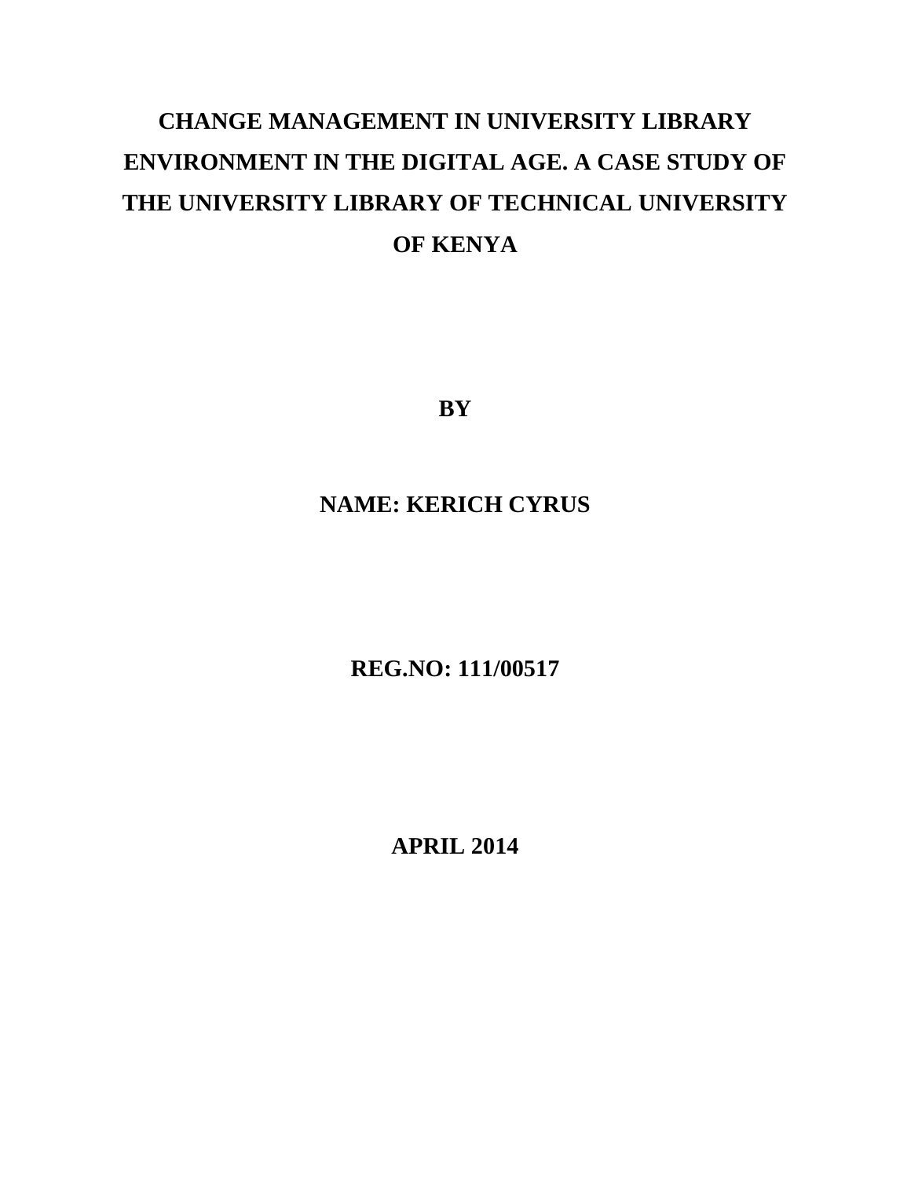# CHANGE MANAGEMENT IN UNIVERSITY LIBRARY ENVIRONMENT IN THE DIGITAL AGE. A CASE STUDY OF THE UNIVERSITY LIBRARY OF TECHNICAL UNIVERSITY OF KENYA

**BY**

**NAME: KERICH CYRUS**

**REG.NO: 111/00517**

**APRIL 2014**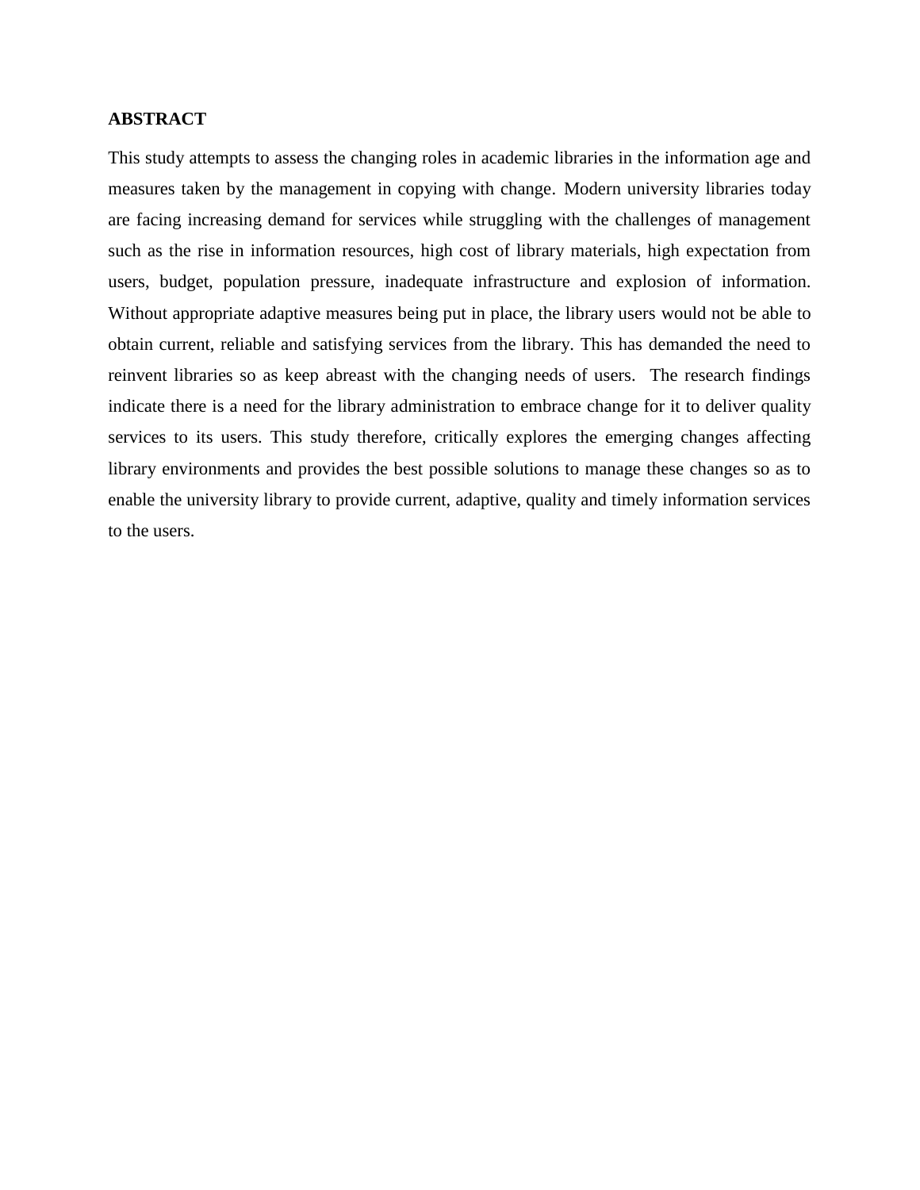**ABSTRACT**

This study attempts to assess the changing roles in academic libraries in the information age and measures taken by the management in copying with change. Modern university libraries today are facing increasing demand for services while struggling with the challenges of management such as the rise in information resources, high cost of library materials, high expectation from users, budget, population pressure, inadequate infrastructure and explosion of information. Without appropriate adaptive measures being put in place, the library users would not be able to obtain current, reliable and satisfying services from the library. This has demanded the need to reinvent libraries so as keep abreast with the changing needs of users. The research findings indicate there is a need for the library administration to embrace change for it to deliver quality services to its users. This study therefore, critically explores the emerging changes affecting library environments and provides the best possible solutions to manage these changes so as to enable the university library to provide current, adaptive, quality and timely information services to the users.